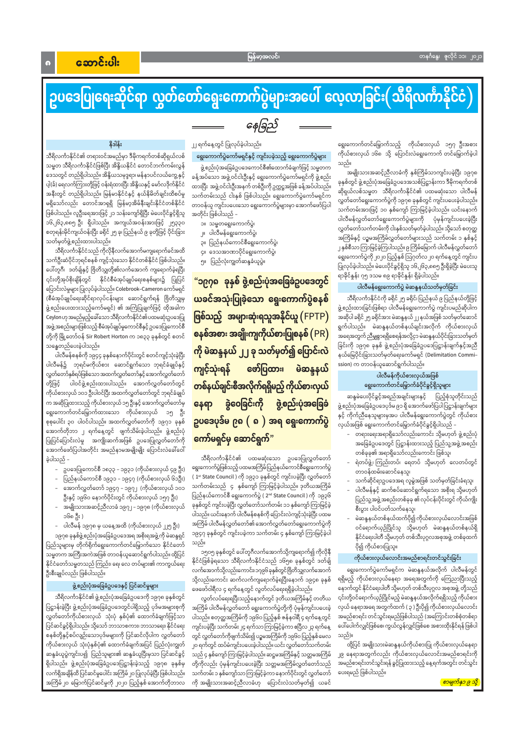# ဥပဒေပြုရေးဆိုင်ရာ လွှတ်တော်ရွေးကောက်ပွဲများအပေါ် လေ့လာခြင်း( သီရိလင်္ကာနိုင်ငံ )

နေခြည်

## နိဒါန်း

သီရိလင်္ကာနိုင်ငံ၏ တရားဝင်အမည်မှာ ဒီမိုကရက်တစ်ဆိုရှယ်လစ်သမ္မတ သီရိလင်္ကာနိုင်ငံဖြစ်ပြီး အိန္ဒိယနိုင်ငံ တောင်ဘက်ကမ်းလွန်ဒေသတွင် တည်ရှိပါသည်။ အိန္ဒိယသမုဒ္ဒရာ၊ မန်နာပင်လယ်ကွေ့နှင့် ပါ့(ခ်) ရေလက်ကြားတို့ဖြင့် ဝန်းရံထားပြီး အိန္ဒိယနှင့် မော်လဒိုက်နိုင်ငံအနီးတွင် တည်ရှိပါသည်။ မြန်မာနိုင်ငံနှင့် နယ်နိမိတ်ချင်းထိစပ်မှုမရှိသော်လည်း တောင်အာရှရှိ မြန်မာ့အိမ်နီးချင်းနိုင်ငံတစ်နိုင်ငံဖြစ်ပါသည်။ လူဦးရေအားဖြင့် ၂၁ သန်းကျော်ရှိပြီး မဲပေးပိုင်ခွင့်ရှိသူ ၁၆,၂၆၃,၈၈၅ ဦး ရှိပါသည်။ အကျယ်အဝန်းအားဖြင့် ၂၅၃၃၀ စတုရန်းမိုင်ကျယ်ဝန်းပြီး ခရိုင် ၂၅ ခု၊ ပြည်နယ် ၉ ခုတို့ဖြင့် ပိုင်းခြားသတ်မှတ်ဖွဲ့စည်းထားပါသည်။

သီရိလင်္ကာနိုင်ငံသည် ကိုလိုနီလက်အောက်မကျရောက်ခင်အထိ သက်ဦးဆံပိုင်ဘုရင်စနစ် ကျင့်သုံးသော နိုင်ငံတစ်နိုင်ငံ ဖြစ်ပါသည်။ ပေါ်တူဂီ၊ ဒတ်ချ်နှင့် ဗြိတိသျှတို့၏လက်အောက် ကျရောက်ခဲ့ပြီးနောက်တို့အုပ်စိုးချိန်တွင် နိုင်ငံစီမံအုပ်ချုပ်ရေးနယ်ပယ်များ၌ ပြုပြင်ပြောင်းလဲမှုများ ပြုလုပ်ခဲ့ပါသည်။ Colebrook-Cameron ကော်မရှင် (စီမံအုပ်ချုပ်ရေးဆိုင်ရာလုပ်ငန်းများ ဆောင်ရွက်ရန် ဗြိတိသျှမှ ဖွဲ့စည်းပေးထားသည့်ကော်မရှင်) ၏ အကြံပြုချက်ဖြင့် ထိုအခါက Ceylon ဟု အမည်မှည့်ခေါ်သော သီရိလင်္ကာနိုင်ငံ၏ပထမဆုံးဥပဒေပြုအဖွဲ့ အစည်းများဖြစ်သည့် စီမံအုပ်ချုပ်မှုကောင်စီနှင့် ဥပဒေပြုကောင်စီတို့ကို ဗြိတိသျှ ဘုရင်ခံ Sir Robert Horton က ၁၈၃၃ ခုနှစ်တွင် စတင်သနွေတည်ပေးခဲ့ပါသည်။

ပါလီမန်စနစ်ကို ၁၉၄၄ ခုနှစ်နောက်ပိုင်းတွင် စတင်ကျင့်သုံးခဲ့ပြီး ပါလီမန်၌ ဘုရင်မကိုယ်စား ဆောင်ရွက်သော ဘုရင်ခံချုပ်နှင့် လွှတ်တော်နှစ်ရပ်ဖြစ်သော အထက်လွှတ်တော်နှင့် အောက်လွှတ်တော်တို့ဖြင့် ပါဝင်ဖွဲ့စည်းထားပါသည်။ အောက်လွှတ်တော်တွင် ကိုယ်စားလှယ် ၁၀၁ ဦးပါဝင်ပြီး အထက်လွှတ်တော်တွင် ဘုရင်ခံချုပ်က အဆိုပြုထားသည့် ကိုယ်စားလှယ် ၁၅ ဦးနှင့် အောက်လွှတ်တော်မှ ရွေးကောက်တင်မြှောက်ထားသော ကိုယ်စားလှယ် ၁၅ ဦး စုစုပေါင်း ၃၀ ပါဝင်ပါသည်။ အထက်လွှတ်တော်ကို ၁၉၇၁ ခုနှစ် အောက်တိုဘာ ၂ ရက်နေ့တွင် ဖျက်သိမ်းခဲ့ပါသည်။ ဖွဲ့စည်းပုံပြုပြင်ပြောင်းလဲမှု အကျိုးဆက်အဖြစ် ဥပဒေပြုလွှတ်တော်ကို အောက်ဖော်ပြပါအတိုင်း အမည်နာမအမျိုးမျိုး ပြောင်းလဲခေါ်ဝေါ်ခဲ့ပါသည် -

- ဥပဒေပြုကောင်စီ ၁၈၃၃ - ၁၉၃၁ (ကိုယ်စားလှယ် ၄၉ ဦး)
- ပြည်နယ်ကောင်စီ ၁၉၃၁ - ၁၉၄၇ (ကိုယ်စားလှယ် ၆၁ဦး)
- အောက်လွှတ်တော် ၁၉၄၇ - ၁၉၇၂ (ကိုယ်စားလှယ် ၁၀၁ ဦးနှင့် ၁၉၆၀ နောက်ပိုင်းတွင် ကိုယ်စားလှယ် ၁၅၇ ဦး)
- အမျိုးသားအဆင့်ညီလာခံ ၁၉၇၂ - ၁၉၇၈ (ကိုယ်စားလှယ် ၁၆၈ ဦး )
- ပါလီမန် ၁၉၇၈ မှ ယနေ့အထိ (ကိုယ်စားလှယ် ၂၂၅ ဦး)

၁၉၇၈ ခုနှစ်ဖွဲ့စည်းပုံအခြေခံဥပဒေအရ အစိုးရအဖွဲ့ကို မဲဆန္ဒရှင်ပြည်သူများမှ တိုက်ရိုက်ရွေးကောက်တင်မြှောက်သော နိုင်ငံတော်သမ္မတက အကြီးအကဲအဖြစ် တာဝန်ယူဆောင်ရွက်ပါသည်။ ထို့ပြင် နိုင်ငံတော်သမ္မတသည် ကြည်း၊ ရေ၊ လေ တပ်များ၏ ကာကွယ်ရေးဦးစီးချုပ်လည်း ဖြစ်ပါသည်။

### ဖွဲ့စည်းပုံအခြေခံဥပဒေနှင့် ပြင်ဆင်မှုများ

သီရိလင်္ကာနိုင်ငံ၏ ဖွဲ့စည်းပုံအခြေခံဥပဒေကို ၁၉၇၈ ခုနှစ်တွင် ပြဋ္ဌာန်းခဲ့ပြီး ဖွဲ့စည်းပုံအခြေခံဥပဒေတွင်ပါရှိသည့် ပုဒ်မအများစုကို လွှတ်တော်ကိုယ်စားလှယ် သုံးပုံ နှစ်ပုံ၏ ထောက်ခံချက်ဖြင့်သာ ပြင်ဆင်ခွင့်ရှိပါသည်။ သို့သော် ဘာသာစကား၊ ဘာသာရေး၊ နိုင်ငံရေးစနစ်တို့နှင့်စပ်လျဉ်းသောပုဒ်မများကို ပြင်ဆင်လိုပါက လွှတ်တော်ကိုယ်စားလှယ် သုံးပုံနှစ်ပုံ၏ ထောက်ခံချက်အပြင် ပြည်လုံးကျွတ်ဆန္ဒခံယူပွဲကျင်းပ၍ ပြည်သူများ၏ ဆန္ဒခံယူပြီးမှသာ ပြင်ဆင်ခွင့်ရှိပါသည်။ ဖွဲ့စည်းပုံအခြေခံဥပဒေပြဋ္ဌာန်းခဲ့သည့် ၁၉၇၈ ခုနှစ်မှ လက်ရှိအချိန်ထိ ပြင်ဆင်မှုပေါင်း အကြိမ် ၂၀ ပြုလုပ်ခဲ့ပြီး ဖြစ်ပါသည်။ အကြိမ် ၂၀ မြောက်ပြင်ဆင်မှုကို ၂၀၂၀ ပြည့်နှစ် အောက်တိုဘာ ၂၂ ရက်နေ့တွင် ပြုလုပ်ခဲ့ပါသည်။

### ရွေးကောက်ပွဲကော်မရှင်နှင့် ကျင်းပခဲ့သည့် ရွေးကောက်ပွဲများ

ဖွဲ့စည်းပုံအခြေခံဥပဒေကောင်စီ၏ထောက်ခံချက်ဖြင့် သမ္မတက ခန့်အပ်သော အဖွဲ့ဝင်ငါးဦးနှင့် ရွေးကောက်ပွဲကော်မရှင်ကို ဖွဲ့စည်းထားပြီး အဖွဲ့ဝင်ငါးဦးအနက် တစ်ဦးကို ဥက္ကဋ္ဌအဖြစ် ခန့်အပ်ပါသည်။ သက်တမ်းသည် ငါးနှစ် ဖြစ်ပါသည်။ ရွေးကောက်ပွဲကော်မရှင်က တာဝန်ယူ ကျင်းပပေးသော ရွေးကောက်ပွဲများမှာ အောက်ဖော်ပြပါအတိုင်း ဖြစ်ပါသည် -

၁။ သမ္မတရွေးကောက်ပွဲ၊
၂။ ပါလီမန်ရွေးကောက်ပွဲ၊
၃။ ပြည်နယ်ကောင်စီရွေးကောက်ပွဲ၊
၄။ ဒေသအာဏာပိုင်ရွေးကောက်ပွဲ၊
၅။ ပြည်လုံးကျွတ်ဆန္ဒခံယူပွဲ။

> **"၁၉၇၈ ခုနှစ် ဖွဲ့စည်းပုံအခြေခံဥပဒေတွင် ယခင်အသုံးပြုခဲ့သော ရွေးကောက်ပွဲစနစ်ဖြစ်သည့် အများဆုံးရသူအနိုင်ယူ (FPTP) စနစ်အစား အချိုးကျကိုယ်စားပြုစနစ် (PR) ကို မဲဆန္ဒနယ် ၂၂ ခု သတ်မှတ်၍ ပြောင်းလဲကျင့်သုံးရန် ဖော်ပြထား၊ မဲဆန္ဒနယ်တစ်နယ်ချင်းစီအလိုက်ရရှိမည့် ကိုယ်စားလှယ်နေရာ ခွဲဝေခြင်းကို ဖွဲ့စည်းပုံအခြေခံဥပဒေပုဒ်မ ၉၈ ( ၈ ) အရ ရွေးကောက်ပွဲကော်မရှင်မှ ဆောင်ရွက်"**

သီရိလင်္ကာနိုင်ငံ၏ ပထမဆုံးသော ဥပဒေပြုလွှတ်တော် ရွေးကောက်ပွဲဖြစ်သည့် ပထမအကြိမ်ပြည်နယ်ကောင်စီရွေးကောက်ပွဲ ( 1st State Council ) ကို ၁၉၃၁ ခုနှစ်တွင် ကျင်းပခဲ့ပြီး လွှတ်တော်သက်တမ်းသည် ၄ နှစ်ကျော် ကြာမြင့်ခဲ့ပါသည်။ ဒုတိယအကြိမ်ပြည်နယ်ကောင်စီ ရွေးကောက်ပွဲ ( 2nd State Council ) ကို ၁၉၃၆ ခုနှစ်တွင် ကျင်းပခဲ့ပြီး လွှတ်တော်သက်တမ်း ၁၁ နှစ်ကျော် ကြာမြင့်ခဲ့ပါသည်။ ယင်းနောက် ပါလီမန်စနစ်ကို ပြောင်းလဲကျင့်သုံးပြီး ပထမအကြိမ် ပါလီမန်လွှတ်တော်၏ အောက်လွှတ်တော်ရွေးကောက်ပွဲကို ၁၉၄၇ ခုနှစ်တွင် ကျင်းပခဲ့ကာ သက်တမ်း ၄ နှစ်ကျော် ကြာမြင့်ခဲ့ပါသည်။

၁၅၀၅ ခုနှစ်တွင် ပေါ်တူဂီလက်အောက်သို့ကျရောက်၍ ကိုလိုနီနိုင်ငံဖြစ်ခဲ့သော သီရိလင်္ကာနိုင်ငံသည် ၁၆၅၈ ခုနှစ်တွင် ဒတ်ချ်လက်အောက်သို့လည်းကောင်း၊ ၁၇၉၆ ခုနှစ်တွင် ဗြိတိသျှလက်အောက်သို့လည်းကောင်း ဆက်လက်ကျရောက်ခဲ့ပြီးနောက် ၁၉၄၈ ခုနှစ် ဖေဖော်ဝါရီလ ၄ ရက်နေ့တွင် လွတ်လပ်ရေးရခဲ့ပါသည်။

လွတ်လပ်ရေးရပြီးသည့်နောက်တွင် ဒုတိယအကြိမ်နှင့် တတိယအကြိမ် ပါလီမန်လွှတ်တော် ရွေးကောက်ပွဲတို့ကို ပုံမှန်ကျင်းပပေးခဲ့ပါသည်။ စတုတ္ထအကြိမ်ကို ၁၉၆၀ ပြည့်နှစ် ဧပြီလ ၄ ရက်နေ့တွင် ကျင်းပခဲ့ပြီး သက်တမ်း ၃ ရက်သာကြာမြင့်ခဲ့ကာ ဧပြီလ ၂၃ ရက်နေ့တွင် လွှတ်တော်ကိုဖျက်သိမ်း၍ ပဉ္စမအကြိမ်ကို ၁၉၆၀ ပြည့်နှစ်ဇူလိုင်လ ၂၀ ရက်တွင် ထပ်မံကျင်းပပေးခဲ့ပါသည်။ ယင်းလွှတ်တော်သက်တမ်းသည် ၄ နှစ်ကျော် ကြာမြင့်ခဲ့ပါသည်။ ဆဋ္ဌမအကြိမ်နှင့် သတ္တမအကြိမ်တို့ကိုလည်း ပုံမှန်ကျင်းပပေးခဲ့ပြီး သတ္တမအကြိမ်လွှတ်တော်သည် သက်တမ်း ၁ နှစ်ကျော်သာ ကြာမြင့်ခဲ့ကာ နောက်ပိုင်းတွင် လွှတ်တော်ကို အမျိုးသားအဆင့်ညီလာခံဟု ပြောင်းလဲသတ်မှတ်၍ ယခင်ရွေးကောက်တင်မြှောက်သည့် ကိုယ်စားလှယ် ၁၅၇ ဦးအားကိုယ်စားလှယ် ၁၆၈ သို့ ပြောင်းလဲရွေးကောက် တင်မြှောက်ခဲ့ပါသည်။

အမျိုးသားအဆင့်ညီလာခံကို နှစ်ကြိမ်သာကျင်းပခဲ့ပြီး ၁၉၇၈ ခုနှစ်တွင် ဖွဲ့စည်းပုံအခြေခံဥပဒေအသစ်ပြဋ္ဌာန်းကာ ဒီမိုကရက်တစ်ဆိုရှယ်လစ်သမ္မတ သီရိလင်္ကာနိုင်ငံ၏ ပထမဆုံးသော ပါလီမန်လွှတ်တော်ရွေးကောက်ပွဲကို ၁၉၇၈ ခုနှစ်တွင် ကျင်းပပေးခဲ့ပါသည်။ သက်တမ်းအားဖြင့် ၁၀ နှစ်ကျော် ကြာမြင့်ခဲ့ပါသည်။ ယင်းနောက် ပါလီမန်လွှတ်တော်ရွေးကောက်ပွဲများကို ပုံမှန်ကျင်းပပေးခဲ့ပြီး လွှတ်တော်သက်တမ်းကို ငါးနှစ်သတ်မှတ်ခဲ့ပါသည်။ သို့သော် စတုတ္ထအကြိမ်နှင့် ပဉ္စမအကြိမ်လွှတ်တော်များသည် သက်တမ်း ၁ နှစ်နှင့် ၂ နှစ်စီသာ ကြာမြင့်ခဲ့ကြပါသည်။ ၉ ကြိမ်မြောက် ပါလီမန်လွှတ်တော်ရွေးကောက်ပွဲကို ၂၀၂၀ ပြည့်နှစ် ဩဂုတ်လ ၂၀ ရက်နေ့တွင် ကျင်းပပြုလုပ်ခဲ့ပါသည်။ မဲပေးပိုင်ခွင့်ရှိသူ ၁၆,၂၆၃,၈၈၅ ဦးရှိခဲ့ပြီး မဲပေးသူ ရာခိုင်နှုန်း ၇၅ ဒသမ ၈၉ ရာခိုင်နှုန်း ရှိခဲ့ပါသည်။

### ပါလီမန်ရွေးကောက်ပွဲ မဲဆန္ဒနယ်သတ်မှတ်ခြင်း

သီရိလင်္ကာနိုင်ငံကို ခရိုင် ၂၅ ခရိုင်၊ ပြည်နယ် ၉ ပြည်နယ်တို့ဖြင့် ဖွဲ့စည်းထားခြင်းဖြစ်ရာ ပါလီမန်ရွေးကောက်ပွဲ ကျင်းပမည်ဆိုပါက အဆိုပါ ခရိုင် ၂၅ ခရိုင်အား မဲဆန္ဒနယ် ၂၂ နယ်အဖြစ် သတ်မှတ်ဆောင်ရွက်ပါသည်။ မဲဆန္ဒနယ်တစ်နယ်ချင်းအလိုက် ကိုယ်စားလှယ် အရေအတွက် ညီမျှစွာရရှိစေရန်အလို့ငှာ မဲဆန္ဒနယ်ပိုင်းခြားသတ်မှတ်ခြင်းကို ၁၉၇၈ ခုနှစ် ဖွဲ့စည်းပုံအခြေခံဥပဒေပြဋ္ဌာန်းချက်နှင့်အညီ နယ်မြေပိုင်းခြားသတ်မှတ်ရေးကော်မရှင် (Delimitation Commission) က တာဝန်ယူဆောင်ရွက်ပါသည်။

### ပါလီမန်ကိုယ်စားလှယ်အဖြစ် ရွေးကောက်တင်မြှောက်ခံပိုင်ခွင့်ရှိသူများ

ဆန္ဒမဲပေးပိုင်ခွင့်အရည်အချင်းများနှင့် ပြည့်စုံသူတိုင်းသည် ဖွဲ့စည်းပုံအခြေခံဥပဒေပုဒ်မ ၉၁ ရှိ အောက်ဖော်ပြပါပြဋ္ဌာန်းချက်များနှင့် ကိုက်ညီနေသူများမှအပ ပါလီမန်ရွေးကောက်ပွဲတွင် ကိုယ်စားလှယ်အဖြစ် ရွေးကောက်တင်မြှောက်ခံပိုင်ခွင့်ရှိပါသည် -

- တရားရေးအရာရှိသော်လည်းကောင်း၊ သို့မဟုတ် ဖွဲ့စည်းပုံအခြေခံဥပဒေတွင် ပြဋ္ဌာန်းထားသည့် ပြည်သူ့အဖွဲ့အစည်းတစ်ခုခု၏ အရာရှိသော်လည်းကောင်း ဖြစ်သူ၊
- ရဲတပ်ဖွဲ့၊ ကြည်းတပ်၊ ရေတပ် သို့မဟုတ် လေတပ်တွင် တာဝန်ထမ်းဆောင်နေသူ၊
- သက်ဆိုင်ရာဥပဒေအရ လူမွဲအဖြစ် သတ်မှတ်ခြင်းခံရသူ၊
- ပါလီမန်နှင့် ဆက်စပ်ဆောင်ရွက်ရသော အစိုးရ သို့မဟုတ် ပြည်သူ့အဖွဲ့အစည်းတစ်ခုခု၏ လုပ်ငန်းပိုင်းတွင် ကိုယ်ကျိုးစီးပွား ပါဝင်ပတ်သက်နေသူ၊
- မဲဆန္ဒနယ်တစ်နယ်ထက်ပို၍ ကိုယ်စားလှယ်လောင်းအဖြစ် ဝင်ရောက်ယှဉ်ပြိုင်သူ သို့မဟုတ် မဲဆန္ဒနယ်တစ်နယ်ရှိ နိုင်ငံရေးပါတီ သို့မဟုတ် တစ်သီးပုဂ္ဂလအုပ်စု တစ်ခုထက်ပို၍ ကိုယ်စားပြုသူ။

### ကိုယ်စားလှယ်လောင်းအမည်စာရင်းတင်သွင်းခြင်း

ရွေးကောက်ပွဲကော်မရှင်က မဲဆန္ဒနယ်အလိုက် ပါလီမန်တွင် ရရှိမည့် ကိုယ်စားလှယ်နေရာ အရေအတွက်ကို ကြေညာပြီးသည့်နောက်တွင် နိုင်ငံရေးပါတီ သို့မဟုတ် တစ်သီးပုဂ္ဂလ အုပ်စု တို့သည် ၎င်းတို့ဝင်ရောက်ယှဉ်ပြိုင်မည့် မဲဆန္ဒနယ်အလိုက်ရရှိသည့် ကိုယ်စားလှယ် နေရာအရေအတွက်ထက် ( ၃ ) ဦးပိုရှိ ကိုယ်စားလှယ်လောင်း အမည်စာရင်း တင်သွင်းရမည်ဖြစ်ပါသည် (အကြောင်းတစ်စုံတစ်ရာပေါ်ပေါက်လျှင်ဖြစ်စေ၊ ကွယ်လွန်လျှင်ဖြစ်စေ အစားထိုးနိုင်ရန် ဖြစ်ပါသည်)။

ထို့ပြင် အမျိုးသားဆန္ဒနယ်ကိုယ်စားပြု ကိုယ်စားလှယ်နေရာ ၂၉ နေရာအတွက်လည်း ကိုယ်စားလှယ်လောင်းအမည်စာရင်းကို အမည်စာရင်းတင်သွင်းရန် ခွင့်ပြုထားသည့် နေ့ရက်အတွင်း တင်သွင်းပေးရမည် ဖြစ်ပါသည်။

စာမျက်နှာ ၉ သို့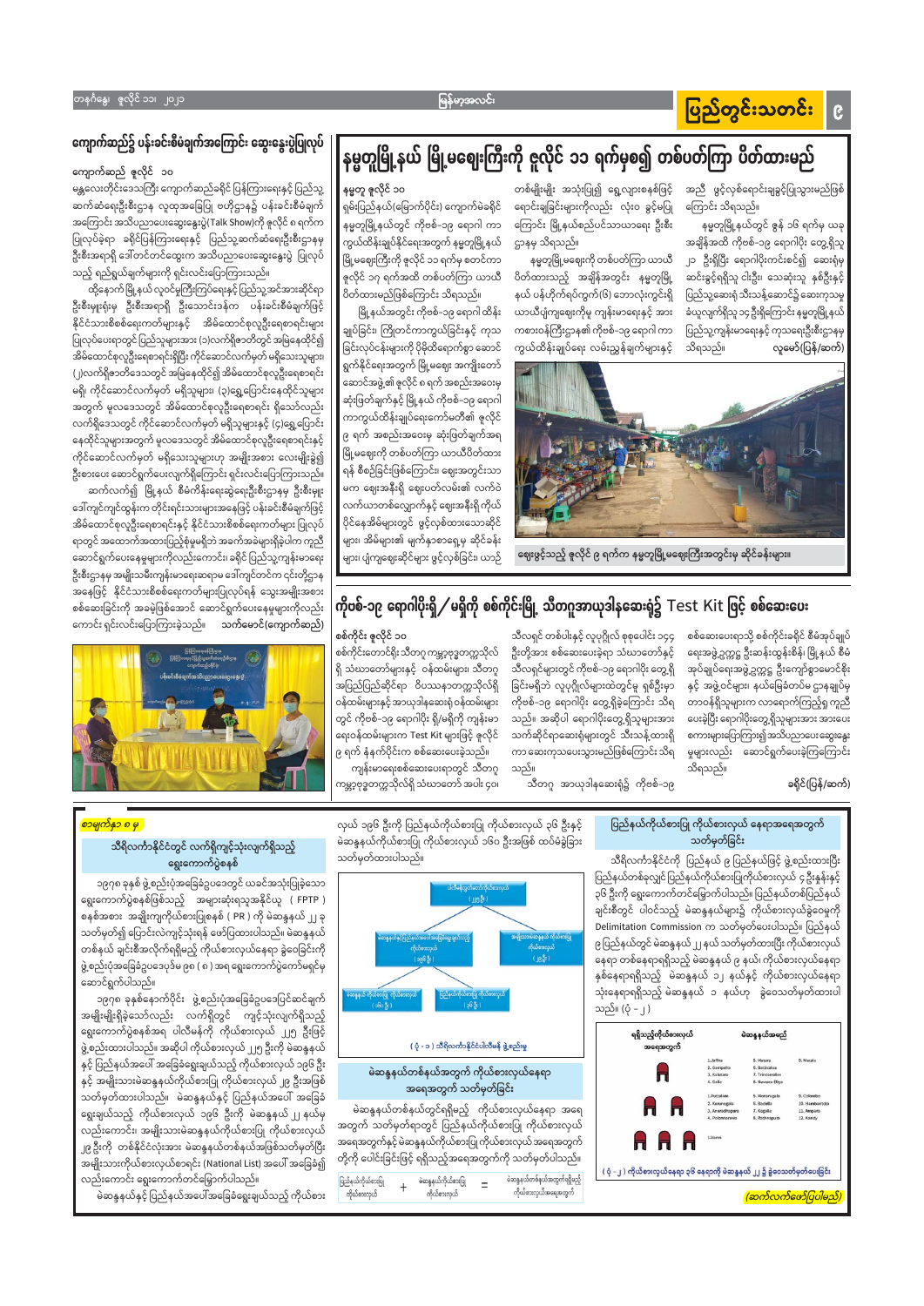# ပြည်တွင်းသတင်း

## ကျောက်ဆည်၌ ပန်းခင်းစီမံချက်အကြောင်း ဆွေးနွေးပွဲပြုလုပ်

**ကျောက်ဆည် ဇူလိုင် ၁၀**

မန္တလေးတိုင်းဒေသကြီး ကျောက်ဆည်ခရိုင် ပြန်ကြားရေးနှင့် ပြည်သူ့ဆက်ဆံရေးဦးစီးဌာန လူထုအခြေပြု ဗဟိုဌာန၌ ပန်းခင်းစီမံချက်အကြောင်း အသိပညာပေးဆွေးနွေးပွဲ(Talk Show)ကို ဇူလိုင် ၈ ရက်က ပြုလုပ်ခဲ့ရာ ခရိုင်ပြန်ကြားရေးနှင့် ပြည်သူ့ဆက်ဆံရေးဦးစီးဌာနမှ ဦးစီးအရာရှိ ဒေါ်တင်တင်ထွေးက အသိပညာပေးဆွေးနွေးပွဲ ပြုလုပ်သည့် ရည်ရွယ်ချက်များကို ရှင်းလင်းပြောကြားသည်။

ထို့နောက် မြို့နယ် လူဝင်မှုကြီးကြပ်ရေးနှင့် ပြည်သူ့အင်အားဆိုင်ရာ ဦးစီးမှူးရုံးမှ ဦးစီးအရာရှိ ဦးသောင်းဒန်က ပန်းခင်းစီမံချက်ဖြင့် နိုင်ငံသားစိစစ်ရေးကတ်များနှင့် အိမ်ထောင်စုလူဦးရေစာရင်းများ ပြုလုပ်ပေးရာတွင် ပြည်သူများအား (၁)လက်ရှိဇာတိတွင် အမြဲနေထိုင်၍ အိမ်ထောင်စုလူဦးရေစာရင်းရှိပြီး ကိုင်ဆောင်လက်မှတ် မရှိသေးသူများ၊ (၂)လက်ရှိဇာတိဒေသတွင် အမြဲနေထိုင်၍ အိမ်ထောင်စုလူဦးရေစာရင်း မရှိ ကိုင်ဆောင်လက်မှတ် မရှိသူများ၊ (၃)ရွှေ့ပြောင်းနေထိုင်သူများအတွက် မူလဒေသတွင် အိမ်ထောင်စုလူဦးရေစာရင်း ရှိသော်လည်း လက်ရှိဒေသတွင် ကိုင်ဆောင်လက်မှတ် မရှိသူများနှင့် (၄)ရွှေ့ပြောင်းနေထိုင်သူများအတွက် မူလဒေသတွင် အိမ်ထောင်စုလူဦးရေစာရင်းနှင့် ကိုင်ဆောင်လက်မှတ် မရှိသေးသူများဟု အမျိုးအစား လေးမျိုးခွဲ၍ ဦးစားပေး ဆောင်ရွက်ပေးလျက်ရှိကြောင်း ရှင်းလင်းပြောကြားသည်။

ဆက်လက်၍ မြို့နယ် စီမံကိန်းရေးဆွဲရေးဦးစီးဌာန ဦးစီးမှူး ဒေါ်ကျင်ကျင်ထွန်းက တိုင်းရင်းသားများအနေဖြင့် ပန်းခင်းစီမံချက်ဖြင့် အိမ်ထောင်စုလူဦးရေစာရင်းနှင့် နိုင်ငံသားစိစစ်ရေးကတ်များ ပြုလုပ်ရာတွင် အထောက်အထားပြည့်စုံမှုမရှိဘဲ အခက်အခဲများရှိခဲ့ပါက ကူညီဆောင်ရွက်ပေးနေမှုများကိုလည်းကောင်း၊ ခရိုင် ပြည်သူ့ကျန်းမာရေးဦးစီးဌာနမှ အမျိုးသမီးကျန်းမာရေးဆရာမ ဒေါ်ကျင်တင်က ၎င်းတို့ဌာနအနေဖြင့် နိုင်ငံသားစိစစ်ရေးကတ်များပြုလုပ်ရန် သွေးအမျိုးအစား စစ်ဆေးခြင်းကို အခမဲ့ဖြစ်အောင် ဆောင်ရွက်ပေးနေမှုများကိုလည်းကောင်း ရှင်းလင်းပြောကြားခဲ့သည်။ **သက်မောင်(ကျောက်ဆည်)**

## နမ္မတူမြို့နယ် မြို့မဈေးကြီးကို ဇူလိုင် ၁၁ ရက်မှစ၍ တစ်ပတ်ကြာ ပိတ်ထားမည်

**နမ္မတူ ဇူလိုင် ၁၀**

ရှမ်းပြည်နယ်(မြောက်ပိုင်း) ကျောက်မဲခရိုင် နမ္မတူမြို့နယ်တွင် ကိုဗစ်-၁၉ ရောဂါ ကာကွယ်ထိန်းချုပ်နိုင်ရေးအတွက် နမ္မတူမြို့နယ် မြို့မဈေးကြီးကို ဇူလိုင် ၁၁ ရက်မှ စတင်ကာ ဇူလိုင် ၁၇ ရက်အထိ တစ်ပတ်ကြာ ယာယီ ပိတ်ထားမည်ဖြစ်ကြောင်း သိရသည်။

မြို့နယ်အတွင်း ကိုဗစ်-၁၉ ရောဂါ ထိန်းချုပ်ခြင်း၊ ကြိုတင်ကာကွယ်ခြင်းနှင့် ကုသခြင်းလုပ်ငန်းများကို ပိုမိုထိရောက်စွာ ဆောင်ရွက်နိုင်ရေးအတွက် မြို့မဈေး အကျိုးတော်ဆောင်အဖွဲ့၏ ဇူလိုင် ၈ ရက် အစည်းအဝေးမှ ဆုံးဖြတ်ချက်နှင့် မြို့နယ် ကိုဗစ်-၁၉ ရောဂါ ကာကွယ်ထိန်းချုပ်ရေးကော်မတီ၏ ဇူလိုင် ၉ ရက် အစည်းအဝေး ဆုံးဖြတ်ချက်အရ မြို့မဈေးကို တစ်ပတ်ကြာ ယာယီပိတ်ထားရန် စီစဉ်ခြင်းဖြစ်ကြောင်း၊ ဈေးအတွင်းသာမက ဈေးအနီးရှိ ဈေးပတ်လမ်း၏ လက်ဝဲ လက်ယာတစ်လျှောက်နှင့် ဈေးအနီးရှိ ကိုယ်ပိုင်နေအိမ်များတွင် ဖွင့်လှစ်ထားသောဆိုင်များ၊ အိမ်များ၏ မျက်နှာစာရှေ့မှ ဆိုင်ခန်းများ ပျံကျဈေးဆိုင်များ ဖွင့်လှစ်ခြင်း၊ ယာဉ်တစ်မျိုးမျိုး အသုံးပြု၍ ရွှေ့လျားစနစ်ဖြင့် ရောင်းချခြင်းများကိုလည်း လုံးဝ ခွင့်မပြုကြောင်း မြို့နယ်စည်ပင်သာယာရေး ဦးစီးဌာနမှ သိရသည်။

နမ္မတူမြို့မဈေးကို တစ်ပတ်ကြာ ယာယီ ပိတ်ထားသည့် အချိန်အတွင်း နမ္မတူမြို့နယ် ပန်မှုဟိုက်ရပ်ကွက်(ဖ) ဘောလုံးကွင်းရှိ ယာယီပျံကျဈေးကိုမူ ကျန်းမာရေးနှင့် အားကစားဝန်ကြီးဌာန၏ ကိုဗစ်-၁၉ ရောဂါ ကာကွယ်ထိန်းချုပ်ရေး လမ်းညွှန်ချက်များနှင့် အညီ ဖွင့်လှစ်ရောင်းချခွင့်ပြုသွားမည်ဖြစ်ကြောင်း သိရသည်။

နမ္မတူမြို့နယ်တွင် ဇွန် ၁၆ ရက်မှ ယခုအချိန်အထိ ကိုဗစ်-၁၉ ရောဂါပိုး တွေ့ရှိသူ ၂၂ ဦးရှိပြီး ရောဂါပိုးကင်းစင်၍ ဆေးရုံမှ ဆင်းခွင့်ရရှိသူ ငါးဦး၊ သေဆုံးသူ နှစ်ဦးနှင့် ပြည်သူ့ဆေးရုံ သီးသန့်ဆောင်၌ ဆေးကုသမှုခံယူလျက်ရှိသူ ၁၄ ဦးရှိကြောင်း နမ္မတူမြို့နယ် ပြည်သူ့ကျန်းမာရေးနှင့် ကုသရေးဦးစီးဌာနမှ သိရသည်။ **လူမော်(မြန်/ဆက်)**

ဈေးဖွင့်သည့် ဇူလိုင် ၉ ရက်က နမ္မတူမြို့မဈေးကြီးအတွင်းမှ ဆိုင်ခန်းများ။

## ကိုဗစ်-၁၉ ရောဂါပိုးရှိ/မရှိကို စစ်ကိုင်းမြို့ သီတဂူအာယုဒါနဆေးရုံ၌ Test Kit ဖြင့် စစ်ဆေးပေး

**စစ်ကိုင်း ဇူလိုင် ၁၀**

စစ်ကိုင်းတောင်ရိုး သီတဂူ ကမ္ဘာ့ဗုဒ္ဓတက္ကသိုလ်ရှိ သံဃာတော်များနှင့် ဝန်ထမ်းများ၊ သီတဂူ အပြည်ပြည်ဆိုင်ရာ ဗိသုကာဗုဒ္ဓတက္ကသိုလ်ရှိ ဝန်ထမ်းများနှင့် အာယုဒါနဆေးရုံ ဝန်ထမ်းများတွင် ကိုဗစ်-၁၉ ရောဂါပိုး ရှိ/မရှိကို ကျန်းမာရေးဝန်ထမ်းများက Test Kit များဖြင့် ဇူလိုင် ၉ ရက် နံနက်ပိုင်းက စစ်ဆေးပေးခဲ့သည်။

ကျန်းမာရေးစစ်ဆေးပေးရာတွင် သီတဂူ ကမ္ဘာ့ဗုဒ္ဓတက္ကသိုလ်ရှိ သံဃာတော် အပါး ၄၀၊ သီလရှင် တစ်ပါး၊ လူပုဂ္ဂိုလ် စုစုပေါင်း ၁၄၄ ဦးတို့အား စစ်ဆေးပေးခဲ့ရာ သံဃာတော်နှင့် သီလရှင်များတွင် ကိုဗစ်-၁၉ ရောဂါပိုး တွေ့ရှိခြင်းမရှိဘဲ လူပုဂ္ဂိုလ်များထဲတွင်မူ ရှစ်ဦးမှာ ကိုဗစ်-၁၉ ရောဂါပိုး တွေ့ရှိခဲ့ကြောင်း သိရသည်။ အဆိုပါ ရောဂါပိုးတွေ့ရှိသူများအား သက်ဆိုင်ရာဆေးရုံများတွင် သီးသန့်ထားရှိကာ ဆေးကုသပေးသွားမည်ဖြစ်ကြောင်း သိရသည်။

သီတဂူ အာယုဒါနဆေးရုံ၌ ကိုဗစ်-၁၉ စစ်ဆေးပေးရာသို့ စစ်ကိုင်းခရိုင် စီမံအုပ်ချုပ်ရေးအဖွဲ့ဥက္ကဋ္ဌ ဦးဆန်းထွန်းစိန်၊ မြို့နယ် စီမံအုပ်ချုပ်ရေးအဖွဲ့ဥက္ကဋ္ဌ ဦးကျော်စွာမောင်စိုးနှင့် အဖွဲ့ဝင်များ၊ နယ်မြေခံတပ်မှ ဌာနချုပ်မှ တာဝန်ရှိသူများက လာရောက်ကြည့်ရှု ကူညီပေးခဲ့ပြီး ရောဂါပိုးတွေ့ရှိသူများအား အားပေးစကားများပြောကြား၍ အသိပညာပေးဆွေးနွေးမှုများလည်း ဆောင်ရွက်ပေးခဲ့ကြောင်း သိရသည်။ **ခရိုင်(မြန်/ဆက်)**

## သီရိလင်္ကာနိုင်ငံတွင် လက်ရှိကျင့်သုံးလျက်ရှိသည့် ရွေးကောက်ပွဲစနစ်

*စာမျက်နှာ ၈ မှ*

၁၉၇၈ ခုနှစ် ဖွဲ့စည်းပုံအခြေခံဥပဒေတွင် ယခင်အသုံးပြုခဲ့သော ရွေးကောက်ပွဲစနစ်ဖြစ်သည့် အများဆုံးရသူအနိုင်ယူ (FPTP) စနစ်အစား အချိုးကျကိုယ်စားပြုစနစ် (PR) ကို မဲဆန္ဒနယ် ၂၂ ခု သတ်မှတ်၍ ပြောင်းလဲကျင့်သုံးရန် ဖော်ပြထားပါသည်။ မဲဆန္ဒနယ်တစ်နယ် ချင်းစီအလိုက်ရရှိမည့် ကိုယ်စားလှယ်နေရာ ခွဲဝေခြင်းကို ဖွဲ့စည်းပုံအခြေခံဥပဒေပုဒ်မ ၉၈ (၈) အရ ရွေးကောက်ပွဲကော်မရှင်မှ ဆောင်ရွက်ပါသည်။

၁၉၇၈ ခုနှစ်နောက်ပိုင်း ဖွဲ့စည်းပုံအခြေခံဥပဒေပြင်ဆင်ချက်အမျိုးမျိုးရှိခဲ့သော်လည်း လက်ရှိတွင် ကျင့်သုံးလျက်ရှိသည့် ရွေးကောက်ပွဲစနစ်အရ ပါလီမန်ကို ကိုယ်စားလှယ် ၂၂၅ ဦးဖြင့် ဖွဲ့စည်းထားပါသည်။ အဆိုပါ ကိုယ်စားလှယ် ၂၂၅ ဦးကို မဲဆန္ဒနယ်နှင့် ပြည်နယ်အပေါ် အခြေခံရွေးချယ်သည့် ကိုယ်စားလှယ် ၁၉၆ ဦးနှင့် အမျိုးသားမဲဆန္ဒနယ်ကိုယ်စားပြု ကိုယ်စားလှယ် ၂၉ ဦးအဖြစ် သတ်မှတ်ထားပါသည်။ မဲဆန္ဒနယ်နှင့် ပြည်နယ်အပေါ် အခြေခံရွေးချယ်သည့် ကိုယ်စားလှယ် ၁၉၆ ဦးကို မဲဆန္ဒနယ် ၂၂ နယ်မှလည်းကောင်း၊ အမျိုးသားမဲဆန္ဒနယ်ကိုယ်စားပြု ကိုယ်စားလှယ် ၂၉ ဦးကို တစ်နိုင်ငံလုံးအား မဲဆန္ဒနယ်တစ်နယ်အဖြစ်သတ်မှတ်ပြီး အမျိုးသားကိုယ်စားလှယ်စာရင်း (National List) အပေါ် အခြေခံ၍လည်းကောင်း ရွေးကောက်တင်မြှောက်ပါသည်။

မဲဆန္ဒနယ်နှင့် ပြည်နယ်အပေါ်အခြေခံရွေးချယ်သည့် ကိုယ်စားလှယ် ၁၉၆ ဦးကို ပြည်နယ်ကိုယ်စားပြု ကိုယ်စားလှယ် ၃၆ ဦးနှင့် မဲဆန္ဒနယ်ကိုယ်စားပြု ကိုယ်စားလှယ် ၁၆၀ ဦးအဖြစ် ထပ်မံခွဲခြား သတ်မှတ်ထားပါသည်။

(ပုံ-၁) သီရိလင်္ကာနိုင်ငံပါလီမန် ဖွဲ့စည်းမှု

### မဲဆန္ဒနယ်တစ်နယ်အတွက် ကိုယ်စားလှယ်နေရာ အရေအတွက် သတ်မှတ်ခြင်း

မဲဆန္ဒနယ်တစ်နယ်တွင်ရရှိမည့် ကိုယ်စားလှယ်နေရာ အရေအတွက် သတ်မှတ်ရာတွင် ပြည်နယ်ကိုယ်စားပြု ကိုယ်စားလှယ်အရေအတွက်နှင့် မဲဆန္ဒနယ်ကိုယ်စားပြုကိုယ်စားလှယ် အရေအတွက်တို့ကို ပေါင်းခြင်းဖြင့် ရရှိသည့်အရေအတွက်ကို သတ်မှတ်ပါသည်။

ပြည်နယ်ကိုယ်စားပြု ကိုယ်စားလှယ် + မဲဆန္ဒနယ်ကိုယ်စားပြု ကိုယ်စားလှယ် = မဲဆန္ဒနယ်အတွက်ရရှိမည့် ကိုယ်စားလှယ်အရေအတွက်

### ပြည်နယ်ကိုယ်စားပြု ကိုယ်စားလှယ် နေရာအရေအတွက် သတ်မှတ်ခြင်း

သီရိလင်္ကာနိုင်ငံကို ပြည်နယ် ၉ ပြည်နယ်ဖြင့် ဖွဲ့စည်းထားပြီး ပြည်နယ်တစ်ခုလျှင် ပြည်နယ်ကိုယ်စားပြုကိုယ်စားလှယ် ၄ ဦးနှုန်းနှင့် ၃၆ ဦးကို ရွေးကောက်တင်မြှောက်ပါသည်။ ပြည်နယ်တစ်ပြည်နယ်ချင်းစီတွင် ပါဝင်သည့် မဲဆန္ဒနယ်များ၌ ကိုယ်စားလှယ်ခွဲဝေမှုကို Delimitation Commission က သတ်မှတ်ပေးပါသည်။ ပြည်နယ် ၉ ပြည်နယ်တွင် မဲဆန္ဒနယ် ၂၂ နယ် သတ်မှတ်ထားပြီး ကိုယ်စားလှယ်နေရာ တစ်နေရာရရှိသည့် မဲဆန္ဒနယ် ၉ နယ်၊ ကိုယ်စားလှယ်နေရာနှစ်နေရာရရှိသည့် မဲဆန္ဒနယ် ၁၂ နယ်နှင့် ကိုယ်စားလှယ်နေရာ သုံးနေရာရရှိသည့် မဲဆန္ဒနယ် ၁ နယ်ဟု ခွဲဝေသတ်မှတ်ထားပါသည်။ (ပုံ-၂)

| ရရှိသည့်ကိုယ်စားလှယ် အရေအတွက် | မဲဆန္ဒနယ်အမည် | |
|---|---|---|
| ၁ | 1. Jaffna, 2. Gampaha, 3. Kalutara, 4. Galle | 5. Matara, 6. Batticaloa, 7. Trincomalee, 8. Nuwara Eliya, 9. Matale |
| ၂ | 1. Puttalam, 2. Kurunegala, 3. Anuradhapura, 4. Polonnaruwa | 5. Monaragala, 6. Badulla, 7. Kegalle, 8. Ratnapura | 9. Colombo, 10. Hambantota, 11. Ampara, 12. Kandy |
| ၃ | 1. Vanni | |

(ပုံ-၂) ကိုယ်စားလှယ်နေရာ ၃၆ နေရာကို မဲဆန္ဒနယ် ၂၂ ခုသို့ခွဲဝေသတ်မှတ်ထားခြင်း

*(ဆက်လက်ဖော်ပြပါမည်)*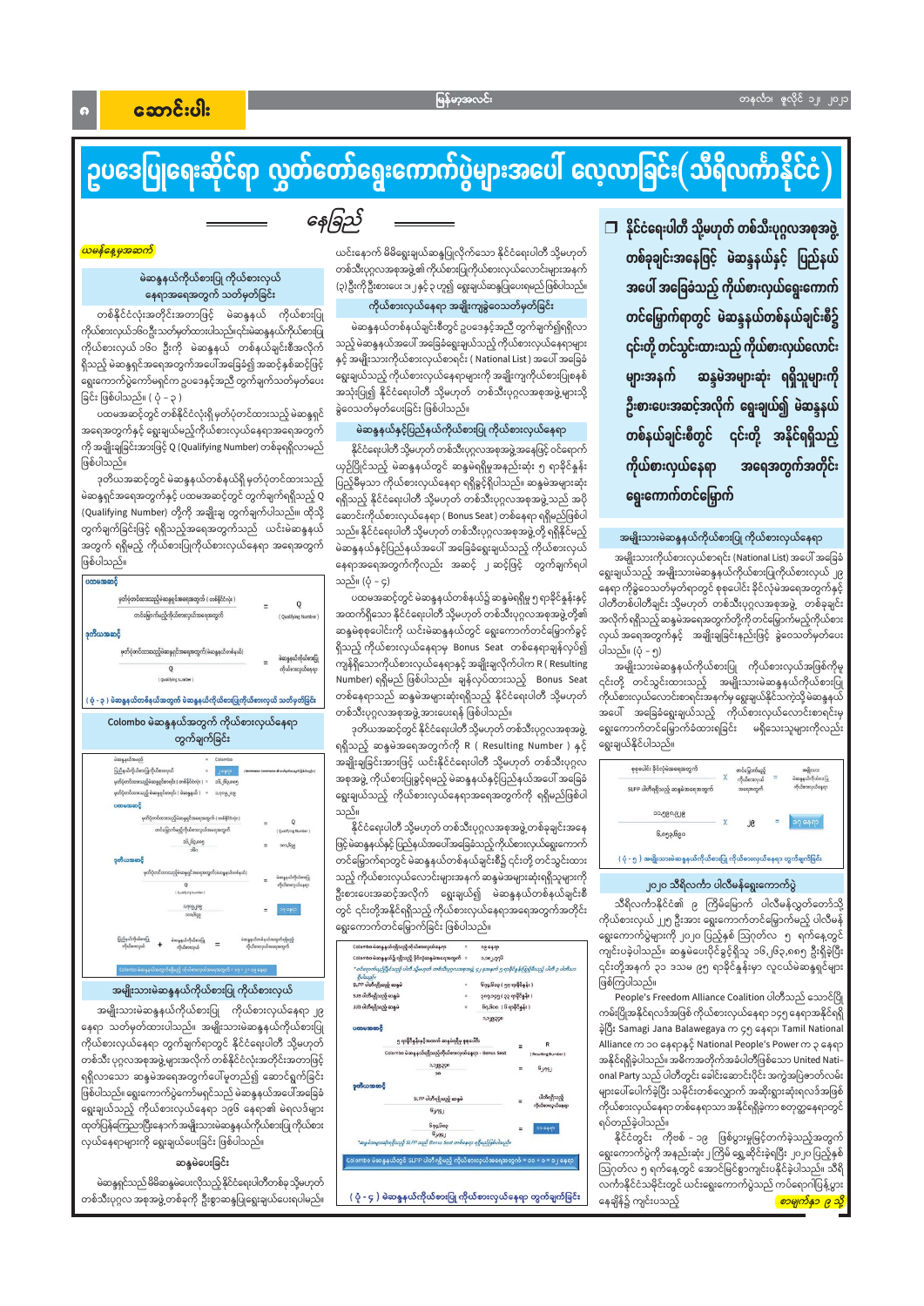# ဥပဒေပြုရေးဆိုင်ရာ လွှတ်တော်ရွေးကောက်ပွဲများအပေါ် လေ့လာခြင်း(သီရိလင်္ကာနိုင်ငံ)

## နေခြည်

*ယမန်နေ့မှအဆက်*

### မဲဆန္ဒနယ်ကိုယ်စားပြု ကိုယ်စားလှယ်နေရာအရေအတွက် သတ်မှတ်ခြင်း

တစ်နိုင်ငံလုံးအတိုင်းအတာဖြင့် မဲဆန္ဒနယ် ကိုယ်စားပြု ကိုယ်စားလှယ်၁၆၀ဦးသတ်မှတ်ထားပါသည်။၎င်းမဲဆန္ဒနယ်ကိုယ်စားပြု ကိုယ်စားလှယ် ၁၆၀ ဦးကို မဲဆန္ဒနယ် တစ်နယ်ချင်းစီအလိုက် ရှိသည့် မဲဆန္ဒရှင်အရေအတွက်အပေါ်အခြေခံ၍ အဆင့်နှစ်ဆင့်ဖြင့် ရွေးကောက်ပွဲကော်မရှင်က ဥပဒေနှင့်အညီ တွက်ချက်သတ်မှတ်ပေးခြင်း ဖြစ်ပါသည်။ (ပုံ - ၃)

ပထမအဆင့်တွင် တစ်နိုင်ငံလုံးရှိ မှတ်ပုံတင်ထားသည့် မဲဆန္ဒရှင် အရေအတွက်နှင့် ရွေးချယ်မည့်ကိုယ်စားလှယ်နေရာအရေအတွက် ကို အချိုးချခြင်းအားဖြင့် Q (Qualifying Number) တစ်ခုရရှိလာမည် ဖြစ်ပါသည်။

ဒုတိယအဆင့်တွင် မဲဆန္ဒနယ်တစ်နယ်ရှိ မှတ်ပုံတင်ထားသည့် မဲဆန္ဒရှင်အရေအတွက်နှင့် ပထမအဆင့်တွင် တွက်ချက်ရရှိသည့် Q (Qualifying Number) တို့ကို အချိုးချ တွက်ချက်ပါသည်။ ထိုသို့ တွက်ချက်ခြင်းဖြင့် ရရှိသည့်အရေအတွက်သည် ယင်းမဲဆန္ဒနယ် အတွက် ရရှိမည့် ကိုယ်စားပြုကိုယ်စားလှယ်နေရာ အရေအတွက် ဖြစ်ပါသည်။

**ပထမအဆင့်**

| | | |
|---|---|---|
| မှတ်ပုံတင်ထားသည့်မဲဆန္ဒရှင်အရေအတွက် (တစ်နိုင်ငံလုံး) / တင်မြှောက်မည့်ကိုယ်စားလှယ်အရေအတွက် | = | Q (Qualifying Number) |

**ဒုတိယအဆင့်**

| | | |
|---|---|---|
| မှတ်ပုံတင်ထားသည့်မဲဆန္ဒရှင်အရေအတွက် (မဲဆန္ဒနယ်တစ်နယ်) / Q (Qualifying Number) | = | မဲဆန္ဒနယ်ကိုယ်စားပြု ကိုယ်စားလှယ်နေရာ |

(ပုံ - ၃) မဲဆန္ဒနယ်တစ်နယ်အတွက် မဲဆန္ဒနယ်ကိုယ်စားပြုကိုယ်စားလှယ် သတ်မှတ်ခြင်း

**Colombo မဲဆန္ဒနယ်အတွက် ကိုယ်စားလှယ်နေရာ တွက်ချက်ခြင်း**

| | | |
|---|---|---|
| မဲဆန္ဒနယ်အမည် | = | Colombo |
| ပြည်နယ်လိုက်ကိုယ်စားပြုကိုယ်စားလှယ် | = | ၁ နေရာ (Delimitation Commission ၏ သတ်မှတ်ချက်အရ) |
| မှတ်ပုံတင်ထားသည့်မဲဆန္ဒရှင်အရေအတွက် (တစ်နိုင်ငံလုံး) | = | ၁၆,၂၆၃,၈၈၅ |
| မှတ်ပုံတင်ထားသည့်မဲဆန္ဒရှင်အရေအတွက် (မဲဆန္ဒနယ်) | = | ၁,၇၀၉,၂၀၉ |

**ပထမအဆင့်**

| | | |
|---|---|---|
| မှတ်ပုံတင်ထားသည့်မဲဆန္ဒရှင်အရေအတွက် (တစ်နိုင်ငံလုံး) / တင်မြှောက်မည့်ကိုယ်စားလှယ်အရေအတွက် | = | Q (Qualifying Number) |
| ၁၆,၂၆၃,၈၈၅ / ၁၆၀ | = | ၁၀၁,၆၄၉ |

**ဒုတိယအဆင့်**

| | | |
|---|---|---|
| မှတ်ပုံတင်ထားသည့်မဲဆန္ဒရှင်အရေအတွက် (မဲဆန္ဒနယ်) / Q (Qualifying Number) | = | မဲဆန္ဒနယ်ကိုယ်စားပြု ကိုယ်စားလှယ်နေရာ |
| ၁,၇၀၉,၂၀၉ / ၁၀၁,၆၄၉ | = | ၁၇ နေရာ |

ပြည်နယ်လိုက်ကိုယ်စားပြု ကိုယ်စားလှယ် + မဲဆန္ဒနယ်ကိုယ်စားပြု ကိုယ်စားလှယ် = မဲဆန္ဒနယ်ကိုယ်စားပြုကိုယ်စားလှယ် စုစုပေါင်း

Colombo မဲဆန္ဒနယ်အတွက်ရရှိမည့် ကိုယ်စားလှယ်နေရာအရေအတွက် = ၁၇ + ၁ = ၁၈ နေရာ

### အမျိုးသားမဲဆန္ဒနယ်ကိုယ်စားပြု ကိုယ်စားလှယ်

အမျိုးသားမဲဆန္ဒနယ်ကိုယ်စားပြု ကိုယ်စားလှယ်နေရာ ၂၉ နေရာ သတ်မှတ်ထားပါသည်။ အမျိုးသားမဲဆန္ဒနယ်ကိုယ်စားပြု ကိုယ်စားလှယ်နေရာ တွက်ချက်ရာတွင် နိုင်ငံရေးပါတီ သို့မဟုတ် တစ်သီးပုဂ္ဂလအစုအဖွဲ့များအလိုက် တစ်နိုင်ငံလုံးအတိုင်းအတာဖြင့် ရရှိလာသော ဆန္ဒမဲအရေအတွက်ပေါ်မူတည်၍ ဆောင်ရွက်ခြင်း ဖြစ်ပါသည်။ ရွေးကောက်ပွဲကော်မရှင်သည် မဲဆန္ဒနယ်အပေါ်အခြေခံ ရွေးချယ်သည့် ကိုယ်စားလှယ်နေရာ ၁၉၆ နေရာ၏ မဲရလဒ်များ ထုတ်ပြန်ကြေညာပြီးနောက်အမျိုးသားမဲဆန္ဒနယ်ကိုယ်စားပြု ကိုယ်စားလှယ်နေရာများကို ရွေးချယ်ပေးခြင်း ဖြစ်ပါသည်။

#### ဆုမဲပေးခြင်း

မဲဆန္ဒရှင်သည် မိမိဆန္ဒမဲပေးလိုသည့်နိုင်ငံရေးပါတီတစ်ခု သို့မဟုတ် တစ်သီးပုဂ္ဂလ အစုအဖွဲ့တစ်ခုကို ဦးစွာဆန္ဒပြုရွေးချယ်ပေးရပါသည်။ ယင်းနောက် မိမိရွေးချယ်ဆန္ဒပြုလိုက်သော နိုင်ငံရေးပါတီ သို့မဟုတ် တစ်သီးပုဂ္ဂလအစုအဖွဲ့၏ ကိုယ်စားပြုကိုယ်စားလှယ်လောင်းများအနက် (၃)ဦးကို ဦးစားပေး ၁၊ ၂ နှင့် ၃ ဟူ၍ ရွေးချယ်ဆန္ဒပြုပေးရမည် ဖြစ်ပါသည်။

#### ကိုယ်စားလှယ်နေရာ အချိုးကျခွဲဝေသတ်မှတ်ခြင်း

မဲဆန္ဒနယ်တစ်နယ်ချင်းစီတွင် ဥပဒေနှင့်အညီ တွက်ချက်ရရှိလာသည့် မဲဆန္ဒနယ်အပေါ်အခြေခံရွေးချယ်သည့် ကိုယ်စားလှယ်နေရာများ နှင့် အမျိုးသားကိုယ်စားလှယ်စာရင်း ( National List ) အပေါ် အခြေခံ ရွေးချယ်သည့် ကိုယ်စားလှယ်နေရာများကို အချိုးကျကိုယ်စားပြုစနစ် အသုံးပြု၍ နိုင်ငံရေးပါတီ သို့မဟုတ် တစ်သီးပုဂ္ဂလအစုအဖွဲ့များသို့ ခွဲဝေသတ်မှတ်ပေးခြင်း ဖြစ်ပါသည်။

#### မဲဆန္ဒနယ်နှင့်ပြည်နယ်ကိုယ်စားပြု ကိုယ်စားလှယ်နေရာ

နိုင်ငံရေးပါတီ သို့မဟုတ် တစ်သီးပုဂ္ဂလအစုအဖွဲ့အနေဖြင့် ဝင်ရောက်ယှဉ်ပြိုင်သည့် မဲဆန္ဒနယ်တွင် ဆန္ဒမဲရရှိမှုအနည်းဆုံး ၅ ရာခိုင်နှုန်း ပြည့်မီမှသာ ကိုယ်စားလှယ်နေရာ ရရှိခွင့်ရှိပါသည်။ ဆန္ဒမဲအများဆုံး ရရှိသည့် နိုင်ငံရေးပါတီ သို့မဟုတ် တစ်သီးပုဂ္ဂလအစုအဖွဲ့သည် အပို ဆောင်းကိုယ်စားလှယ်နေရာ ( Bonus Seat ) တစ်နေရာ ရရှိမည်ဖြစ်သည်။ နိုင်ငံရေးပါတီ သို့မဟုတ် တစ်သီးပုဂ္ဂလအစုအဖွဲ့ တို့ ရရှိနိုင်သည့် မဲဆန္ဒနယ်နှင့်ပြည်နယ်အပေါ် အခြေခံရွေးချယ်သည့် ကိုယ်စားလှယ် နေရာအရေအတွက်ကိုလည်း အဆင့် ၂ ဆင့်ဖြင့် တွက်ချက်ရပါသည်။ (ပုံ - ၄)

ပထမအဆင့်တွင် မဲဆန္ဒနယ်၌ ဆန္ဒမဲရရှိမှု ၅ ရာခိုင်နှုန်းနှင့် အထက်ရှိသော နိုင်ငံရေးပါတီ သို့မဟုတ် တစ်သီးပုဂ္ဂလအစုအဖွဲ့ တို့၏ ဆန္ဒမဲစုစုပေါင်းကို ယင်းမဲဆန္ဒနယ်တွင် ရွေးကောက်တင်မြှောက်ခွင့် ရှိသည့် ကိုယ်စားလှယ်နေရာမှ Bonus Seat တစ်နေရာနုတ်၍ ကျန်ရှိသောကိုယ်စားလှယ်နေရာနှင့် အချိုးချလိုက်ပါက R ( Resulting Number) ရရှိမည် ဖြစ်ပါသည်။ ချန်လှပ်ထားသည့် Bonus Seat တစ်နေရာသည် ဆန္ဒမဲအများဆုံးရရှိသည့် နိုင်ငံရေးပါတီ သို့မဟုတ် တစ်သီးပုဂ္ဂလအစုအဖွဲ့ အားပေးရန် ဖြစ်ပါသည်။

ဒုတိယအဆင့်တွင် နိုင်ငံရေးပါတီ သို့မဟုတ် တစ်သီးပုဂ္ဂလအစုအဖွဲ့ ရရှိသည့် ဆန္ဒမဲအရေအတွက်ကို R ( Resulting Number ) နှင့် အချိုးချခြင်းအားဖြင့် ယင်းနိုင်ငံရေးပါတီ သို့မဟုတ် တစ်သီးပုဂ္ဂလ အစုအဖွဲ့ ကိုယ်စားပြုခွင့်ရမည့် မဲဆန္ဒနယ်နှင့်ပြည်နယ်အပေါ် အခြေခံ ရွေးချယ်သည့် ကိုယ်စားလှယ်နေရာအရေအတွက်ကို ရရှိမည်ဖြစ် သည်။

နိုင်ငံရေးပါတီ သို့မဟုတ် တစ်သီးပုဂ္ဂလအစုအဖွဲ့ တစ်ခုချင်းအနေ ဖြင့် မဲဆန္ဒနယ်နှင့် ပြည်နယ်အပေါ်အခြေခံသည့် ကိုယ်စားလှယ်ရွေးကောက် တင်မြှောက်ရာတွင် မဲဆန္ဒနယ်တစ်နယ်ချင်းစီ၌ ၎င်းတို့ တင်သွင်းထား သည့် ကိုယ်စားလှယ်လောင်းများအနက် ဆန္ဒမဲအများဆုံးရရှိသူများကို ဦးစားပေးအဆင့်အလိုက် ရွေးချယ်၍ မဲဆန္ဒနယ်တစ်နယ်ချင်းစီ တွင် ၎င်းတို့အနိုင်ရရှိသည့် ကိုယ်စားလှယ်နေရာအရေအတွက်အတိုင်း ရွေးကောက်တင်မြှောက်ခြင်း ဖြစ်ပါသည်။

| | | |
|---|---|---|
| Colombo မဲဆန္ဒနယ်အတွက်ရရှိမည့် ကိုယ်စားလှယ်နေရာ | = | ၁၈ နေရာ |
| Colombo မဲဆန္ဒနယ်၌ ကျင်းပသည့် ဦးရေကနဦးအဖွဲ့အတွင်းတစ်ရာစု * | = | ၁,၁၈၂,၇၇၁ |
| SLPP ပါတီရရှိသည့် ဆန္ဒမဲ | = | ၆၇၄,၆၀၃ (၅၇ ရာခိုင်နှုန်း) |
| SJB ပါတီရရှိသည့် ဆန္ဒမဲ | = | ၃၈၇,၁၄၅ (၃၃ ရာခိုင်နှုန်း) |
| JJB ပါတီရရှိသည့် ဆန္ဒမဲ | = | ၆၇,၆၀၀ (၆ ရာခိုင်နှုန်း) |
| | | ၁,၁၂၉,၃၄၈ |

*ဆန္ဒမဲရရှိမှု ၅ ရာခိုင်နှုန်းအောက် ရရှိသည့် နိုင်ငံရေးပါတီ သို့မဟုတ် တစ်သီးပုဂ္ဂလအစုအဖွဲ့ ၄၃ ခု၏ ဆန္ဒမဲများပါဝင်သည်*

**ပထမအဆင့်**

| | | |
|---|---|---|
| ၅ ရာခိုင်နှုန်းနှင့်အထက် ဆန္ဒမဲရရှိမှု စုစုပေါင်း / Colombo မဲဆန္ဒနယ်ရှိကိုယ်စားလှယ်နေရာ - Bonus Seat | = | R (Resulting Number) |
| ၁,၁၂၉,၃၄၈ / ၁၇ | = | ၆၆,၄၃၃ |

**ဒုတိယအဆင့်**

| | | |
|---|---|---|
| SLPP ပါတီရရှိသည့် ဆန္ဒမဲ / R | = | ပါတီရရှိသည့် ကိုယ်စားလှယ်နေရာ |
| ၆၇၄,၆၀၃ / ၆၆,၄၃၃ | = | ၁၀ နေရာ |

*ဆန္ဒမဲအများဆုံးရရှိသည့် SLPP ပါတီသည် Bonus Seat တစ်နေရာ ထပ်မံရရှိမည်ဖြစ်သည်*

Colombo မဲဆန္ဒနယ်တွင် SLPP ပါတီရရှိမည့် ကိုယ်စားလှယ်နေရာအရေအတွက် = ၁၀ + ၁ = ၁၁ နေရာ

(ပုံ - ၄) မဲဆန္ဒနယ်ကိုယ်စားပြု ကိုယ်စားလှယ်နေရာ တွက်ချက်ခြင်း

### နိုင်ငံရေးပါတီ သို့မဟုတ် တစ်သီးပုဂ္ဂလအစုအဖွဲ့ တစ်ခုချင်းအနေဖြင့် မဲဆန္ဒနယ်နှင့် ပြည်နယ်အပေါ် အခြေခံသည့် ကိုယ်စားလှယ်ရွေးကောက်တင်မြှောက်ရာတွင် မဲဆန္ဒနယ်တစ်နယ်ချင်းစီ၌ ၎င်းတို့ တင်သွင်းထားသည့် ကိုယ်စားလှယ်လောင်းများအနက် ဆန္ဒမဲအများဆုံး ရရှိသူများကို ဦးစားပေးအဆင့်အလိုက် ရွေးချယ်၍ မဲဆန္ဒနယ်တစ်နယ်ချင်းစီတွင် ၎င်းတို့ အနိုင်ရရှိသည့် ကိုယ်စားလှယ်နေရာ အရေအတွက်အတိုင်း ရွေးကောက်တင်မြှောက်

#### အမျိုးသားမဲဆန္ဒနယ်ကိုယ်စားပြု ကိုယ်စားလှယ်နေရာ

အမျိုးသားကိုယ်စားလှယ်စာရင်း (National List) အပေါ် အခြေခံ ရွေးချယ်သည့် အမျိုးသားမဲဆန္ဒနယ်ကိုယ်စားပြုကိုယ်စားလှယ် ၂၉ နေရာ ကိုခွဲဝေသတ်မှတ်ရာတွင် စုစုပေါင်း နိုင်ငံလုံးမဲအရေအတွက်နှင့် ပါတီတစ်ပါတီချင်း သို့မဟုတ် တစ်သီးပုဂ္ဂလအစုအဖွဲ့ တစ်ခုချင်း အလိုက် ရရှိသည့်ဆန္ဒမဲအရေအတွက်တို့ကို တင်မြှောက်မည့်ကိုယ်စား လှယ် အရေအတွက်နှင့် အချိုးချခြင်းနည်းဖြင့် ခွဲဝေသတ်မှတ်ပေး ပါသည်။ (ပုံ - ၅)

အမျိုးသားမဲဆန္ဒနယ်ကိုယ်စားပြု ကိုယ်စားလှယ်အဖြစ်ကိုမူ ၎င်းတို့ တင်သွင်းထားသည့် အမျိုးသားမဲဆန္ဒနယ်ကိုယ်စားပြု ကိုယ်စားလှယ်လောင်းစာရင်းအနက်မှ ရွေးချယ်နိုင်သကဲ့သို့ မဲဆန္ဒနယ် အပေါ် အခြေခံရွေးချယ်သည့် ကိုယ်စားလှယ်လောင်းစာရင်းမှ ရွေးကောက်တင်မြှောက်ခံထားရခြင်း မရှိသေးသူများကိုလည်း ရွေးချယ်နိုင်ပါသည်။

| | | | | |
|---|---|---|---|---|
| SLPP ပါတီရရှိသည့် ဆန္ဒမဲအရေအတွက် / စုစုပေါင်း နိုင်ငံလုံးမဲအရေအတွက် | X | တင်မြှောက်မည့် ကိုယ်စားလှယ် အရေအတွက် | = | အမျိုးသား မဲဆန္ဒနယ်ကိုယ်စားပြု ကိုယ်စားလှယ်နေရာ |
| ၁၁၄၅၁၀၁၂၄ / ၆,၈၅၃,၆၉၀ | X | ၂၉ | = | ၁၇ နေရာ |

(ပုံ - ၅) အမျိုးသားမဲဆန္ဒနယ်ကိုယ်စားပြု ကိုယ်စားလှယ်နေရာ တွက်ချက်ခြင်း

#### ၂၀၂၀ သီရိလင်္ကာ ပါလီမန်ရွေးကောက်ပွဲ

သီရိလင်္ကာနိုင်ငံ၏ ၉ ကြိမ်မြောက် ပါလီမန်လွှတ်တော်သို့ ကိုယ်စားလှယ် ၂၂၅ ဦးအား ရွေးကောက်တင်မြှောက်မည့် ပါလီမန် ရွေးကောက်ပွဲများကို ၂၀၂၀ ပြည့်နှစ် ဩဂုတ်လ ၅ ရက်နေ့တွင် ကျင်းပခဲ့ပါသည်။ ဆန္ဒမဲပေးပိုင်ခွင့်ရှိသူ ၁၆,၂၆၃,၈၈၅ ဦးရှိခဲ့ပြီး ၎င်းတို့အနက် ၇၁ ဒသမ ၉၅ ရာခိုင်နှုန်းမှာ လှုလှယ်မဲဆန္ဒပြုများ ဖြစ်ကြပါသည်။

People's Freedom Alliance Coalition ပါတီသည် သောင်ပြို ကမ်းပြိုအနိုင်ရလဒ်အဖြစ် ကိုယ်စားလှယ်နေရာ ၁၄၅ နေရာအနိုင်ရရှိ ခဲ့ပြီး Samagi Jana Balawegaya က ၅၄ နေရာ၊ Tamil National Alliance က ၁၀ နေရာနှင့် National People's Power က ၃ နေရာ အနိုင်ရရှိခဲ့ပါသည်။ အဓိကအတိုက်အခံပါတီဖြစ်သော United National Party သည် ပါတီတွင် ခေါင်းဆောင်ပိုင်း အကွဲအပြဲဖြစ်ပေါ်မှု များပေါ်ပေါက်ခဲ့ပြီး သမိုင်းတစ်လျှောက် အဆိုးရွားဆုံးရလဒ်အဖြစ် ကိုယ်စားလှယ်နေရာ တစ်နေရာသာ အနိုင်ရရှိခဲ့ကာ စတုတ္ထနေရာတွင် ရပ်တည်ခဲ့ပါသည်။

နိုင်ငံတွင်း ကိုဗစ် - ၁၉ ဖြစ်ပွားမှုကြောင့် တက်ခဲ့သည့်အတွက် ရွေးကောက်ပွဲကို အနည်းဆုံး ၂ ကြိမ် ရွှေ့ဆိုင်းခဲ့ရပြီး ၂၀၂၀ ပြည့်နှစ် ဩဂုတ်လ ၅ ရက်နေ့တွင် အောင်မြင်စွာကျင်းပနိုင်ခဲ့ပါသည်။ သီရိ လင်္ကာနိုင်ငံသမိုင်းတွင် ယင်းရွေးကောက်ပွဲသည် ကပ်ရောဂါဖြစ်ပွား နေချိန်၌ ကျင်းပသည့်

*စာမျက်နှာ ၉ သို့*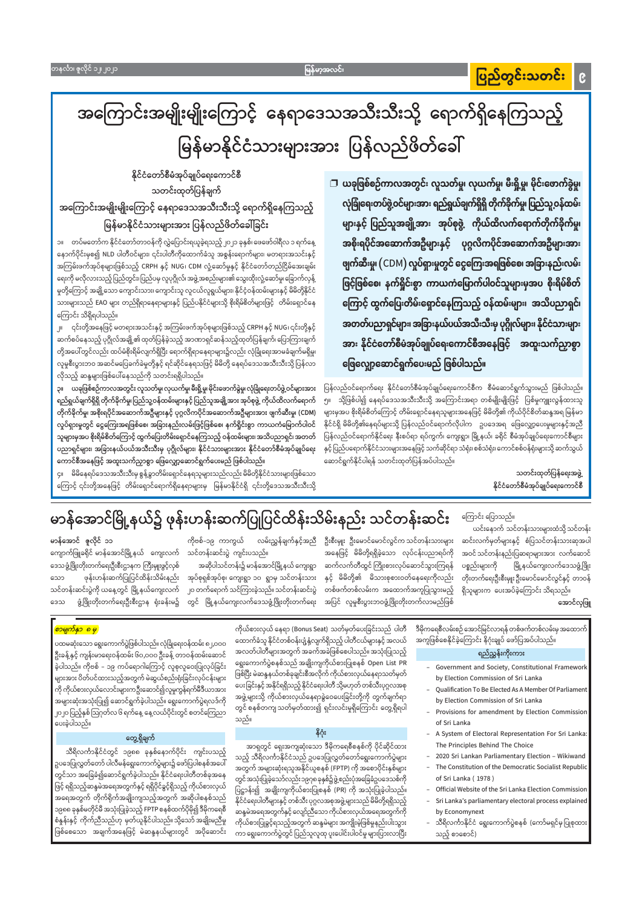# အကြောင်းအမျိုးမျိုးကြောင့် နေရာဒေသအသီးသီးသို့ ရောက်ရှိနေကြသည့် မြန်မာနိုင်ငံသားများအား ပြန်လည်ဖိတ်ခေါ်

## နိုင်ငံတော်စီမံအုပ်ချုပ်ရေးကောင်စီ သတင်းထုတ်ပြန်ချက်

### အကြောင်းအမျိုးမျိုးကြောင့် နေရာဒေသအသီးသီးသို့ ရောက်ရှိနေကြသည့် မြန်မာနိုင်ငံသားများအား ပြန်လည်ဖိတ်ခေါ်ခြင်း

၁။ တပ်မတော်က နိုင်ငံတော်တာဝန်ကို လွှဲပြောင်းရယူခဲ့ရသည့် ၂၀၂၁ ခုနှစ်၊ ဖေဖော်ဝါရီလ ၁ ရက်နေ့ နောက်ပိုင်းမှစ၍ NLD ပါတီဝင်များ၊ ၎င်းပါတီကိုထောက်ခံသူ အစွန်းရောက်များ၊ မတရားအသင်းနှင့် အကြမ်းဖက်အုပ်စုများဖြစ်သည့် CRPH နှင့် NUG၊ CDM လှုပ်ဆော်မှုနှင့် နိုင်ငံတော်တည်ငြိမ်အေးချမ်းရေးကို မလိုလားသည့် ပြည်တွင်း၊ ပြည်ပမှ လူပုဂ္ဂိုလ်၊ အဖွဲ့အစည်းများ၏ သွေးထိုးလှုံ့ဆော်မှု၊ ခြောက်လှန့်မှုတို့ကြောင့် အချို့သော ကျောင်းသား၊ ကျောင်းသူ၊ လူငယ်လူရွယ်များ၊ နိုင်ငံ့ဝန်ထမ်းများနှင့် မိမိတို့နိုင်ငံသားများသည် EAO များ တည်ရှိရာနေရာများနှင့် ပြည်ပနိုင်ငံများသို့ စိုးရိမ်စိတ်များဖြင့် တိမ်းရှောင်နေကြောင်း သိရှိရပါသည်။

၂။ ၎င်းတို့အနေဖြင့် မတရားအသင်းနှင့် အကြမ်းဖက်အုပ်စုများဖြစ်သည့် CRPH နှင့် NUG၊ ၎င်းတို့နှင့်ဆက်စပ်နေသည့် ပုဂ္ဂိုလ်အချို့၏ ထုတ်ပြန်ခဲ့သည့် အဘောကျဆန်သည့်ထုတ်ပြန်ချက်၊ ပြောကြားချက်တို့အပေါ်တွင်လည်း ထပ်မံစိုးရိမ်ကျက်ရှိပြီး ရောက်ရှိရာနေရာများ၌လည်း လုံခြုံရေးအာမခံချက်မရှိမှု၊ လူမှုစီးပွားဘဝ အခက်အခဲမြောက်ခဲ့မှုတို့နှင့် ရင်ဆိုင်နေရသဖြင့် မိမိတို့ နေရပ်ဒေသအသီးသီးသို့ ပြန်လာလိုသည့် ဆန္ဒများဖြစ်ပေါ်နေသည်ကို သတင်းရရှိပါသည်။

**၃။ ယခုဖြစ်စဉ်ကာလအတွင်း လူသတ်မှု၊ လုယက်မှု၊ မီးရှို့မှု၊ မိုင်းဖောက်ခွဲမှု လုံခြုံရေးတပ်ဖွဲ့ဝင်များအား ရည်ရွယ်ချက်ရှိရှိ တိုက်ခိုက်မှု၊ ပြည်သူ့ဝန်ထမ်းများနှင့် ပြည်သူအချို့အား အုပ်စုဖွဲ့ ကိုယ်ထိလက်ရောက်တိုက်ခိုက်မှု၊ အစိုးရပိုင်အဆောက်အဦများနှင့် ပုဂ္ဂလိကပိုင်အဆောက်အဦများအား ဖျက်ဆီးမှု (CDM) လှုပ်ရှားမှုတွင် ငွေကြေးအရဖြစ်စေ၊ အခြားနည်းလမ်းဖြင့်ဖြစ်စေ၊ နက်ရှိုင်းစွာ ကာယကံမြောက်ပါဝင်သူများမှအပ စိုးရိမ်စိတ်ကြောင့် ထွက်ပြေးတိမ်းရှောင်နေကြသည့် ဝန်ထမ်းများ၊ အသိပညာရှင်၊ အတတ်ပညာရှင်များ၊ အခြားနယ်ပယ်အသီးသီးမှ ပုဂ္ဂိုလ်များ၊ နိုင်ငံသားများအား နိုင်ငံတော်စီမံအုပ်ချုပ်ရေးကောင်စီအနေဖြင့် အထူးသက်ညှာစွာ ဖြေလျှော့ဆောင်ရွက်ပေးမည် ဖြစ်ပါသည်။**

၄။ မိမိနေရပ်ဒေသအသီးသီးမှ စွန့်ခွာတိမ်းရှောင်နေသူများသည်လည်း မိမိတို့နိုင်ငံသားဖြစ်သောကြောင့် ၎င်းတို့အနေဖြင့် တိမ်းရှောင်ရောက်ရှိနေရာများမှ မြန်မာနိုင်ငံရှိ ၎င်းတို့ဒေသအသီးသီးသို့ ပြန်လည်ဝင်ရောက်ရေး နိုင်ငံတော်စီမံအုပ်ချုပ်ရေးကောင်စီက စီမံဆောင်ရွက်သွားမည် ဖြစ်ပါသည်။

၅။ သို့ဖြစ်ပါ၍ နေရပ်ဒေသအသီးသီးသို့ အကြောင်းအရာ တစ်မျိုးမျိုးဖြင့် ပြစ်မှုကျူးလွန်ထားသူများမှအပ စိုးရိမ်စိတ်ကြောင့် တိမ်းရှောင်နေရသူများအနေဖြင့် မိမိတို့၏ ကိုယ်ပိုင်စိတ်ဆန္ဒအရ မြန်မာနိုင်ငံရှိ မိမိတို့၏နေရပ်များသို့ ပြန်လည်ဝင်ရောက်လိုပါက ဥပဒေအရ ဖြေလျှော့ပေးမှုများနှင့်အညီ ပြန်လည်ဝင်ရောက်နိုင်ရေး နီးစပ်ရာ ရဲဝက်၊ ကျေးရွာ၊ မြို့နယ်၊ ခရိုင် စီမံအုပ်ချုပ်ရေးကောင်စီများနှင့် ပြည်ပရောက်နိုင်ငံသားများအနေဖြင့် သက်ဆိုင်ရာ သံရုံး၊ စစ်သံရုံး၊ ကောင်စစ်ဝန်ရုံးများသို့ ဆက်သွယ်ဆောင်ရွက်နိုင်ပါရန် သတင်းထုတ်ပြန်အပ်ပါသည်။

**သတင်းထုတ်ပြန်ရေးအဖွဲ့**
**နိုင်ငံတော်စီမံအုပ်ချုပ်ရေးကောင်စီ**

# မာန်အောင်မြို့နယ်၌ ဖုန်းဟန်းဆက်ပြုပြင်ထိန်းသိမ်းနည်း သင်တန်းဆင်း

မာန်အောင် ဇူလိုင် ၁၁

ကျောက်ဖြူခရိုင် မာန်အောင်မြို့နယ် ကျေးလက်ဒေသဖွံ့ဖြိုးတိုးတက်ရေးဦးစီးဌာနက ကြီးမှူးဖွင့်လှစ်သော ဖုန်းဟန်းဆက်ပြုပြင်ထိန်းသိမ်းနည်း သင်တန်းဆင်းပွဲကို ယနေ့တွင် မြို့နယ်ကျေးလက်ဒေသ ဖွံ့ဖြိုးတိုးတက်ရေးဦးစီးဌာန ရုံးခန်းမ၌ ကိုတစ်-၁၉ ကာကွယ် လမ်းညွှန်ချက်နှင့်အညီ သင်တန်းဆင်းပွဲ ကျင်းပသည်။

အဆိုပါသင်တန်း၌ မာန်အောင်မြို့နယ် ကျေးရွာအုပ်စုရုံးအုပ်စု၊ ကျေးရွာ ၁၀ ရွာမှ သင်တန်းသား ၂၀ တက်ရောက် သင်ကြားခဲ့သည်။ သင်တန်းဆင်းပွဲတွင် မြို့နယ်ကျေးလက်ဒေသဖွံ့ဖြိုးတိုးတက်ရေး ဦးစီးမှူး ဦးမောင်မောင်လွင်က သင်တန်းသားများအနေဖြင့် မိမိတို့ရရှိခဲ့သော လုပ်ငန်းပညာရပ်ကို ဆက်လက်တီထွင် ကြိုးစားလုပ်ဆောင်သွားကြရန် နှင့် မိမိတို့၏ မိသားစုစားဝတ်နေရေးကိုလည်း တစ်ဖက်တစ်လမ်းက အထောက်အကူပြုသွားမည် အပြင် လူမှုစီးပွားဘဝဖွံ့ဖြိုးတိုးတက်လာမည်ဖြစ်ကြောင်း ပြောသည်။

ယင်းနောက် သင်တန်းသားများထံသို့ သင်တန်းဆင်းလက်မှတ်များနှင့် စံပြသင်တန်းသားဆုအပ်အဝင် သင်တန်းနည်းပြအရာရှိများအား လက်ဆောင်ပစ္စည်းများကို မြို့နယ်ကျေးလက်ဒေသဖွံ့ဖြိုးတိုးတက်ရေးဦးစီးမှူး ဦးမောင်မောင်လွင်နှင့် တာဝန်ရှိသူများက ပေးအပ်ခဲ့ကြောင်း သိရသည်။

**အောင်လှမြ**

*စာမျက်နှာ ၈ မှ*

ပထမဆုံးသော ရွေးကောက်ပွဲဖြစ်ပါသည်။ လုံခြုံရေးဝန်ထမ်း ၈၂,၀၀၀ ဦးခန့်နှင့် ကျန်းမာရေးဝန်ထမ်း ၆၀,၀၀၀ ဦးခန့် တာဝန်ထမ်းဆောင်ခဲ့ပါသည်။ ကိုဗစ် - ၁၉ ကပ်ရောဂါကြောင့် လူစုလူဝေးပြုလုပ်ခြင်းများအား ပိတ်ပင်ထားသည့်အတွက် မဲဆွယ်စည်းရုံးခြင်းလုပ်ငန်းများကို ကိုယ်စားလှယ်လောင်းများကဦးဆောင်၍လူမှုကွန်ရက်မီဒီယာအားအများဆုံးအသုံးပြု၍ ဆောင်ရွက်ခဲ့ပါသည်။ ရွေးကောက်ပွဲရလဒ်ကို ၂၀၂၀ ပြည့်နှစ် ဩဂုတ်လ ၆ ရက်နေ့ နေ့လယ်ပိုင်းတွင် စတင်ကြေညာပေးခဲ့ပါသည်။

### တွေ့ရှိချက်

သီရိလင်္ကာနိုင်ငံတွင် ၁၉၈၈ ခုနှစ်နောက်ပိုင်း ကျင်းပသည့် ဥပဒေပြုလွှတ်တော် ပါလီမန်ရွေးကောက်ပွဲများ၌ ဖော်ပြပါစနစ်အပေါ်တွင်သာ အခြေခံ၍ဆောင်ရွက်ခဲ့ပါသည်။ နိုင်ငံရေးပါတီတစ်ခုအနေဖြင့် ရရှိသည့်ဆန္ဒမဲအရေအတွက်နှင့် ရရှိပိုင်ခွင့်ရှိသည့် ကိုယ်စားလှယ်အရေအတွက် တိုက်ရိုက်အချိုးကျသည့်အတွက် အဆိုပါစနစ်သည် ၁၉၈၈ ခုနှစ်မတိုင်မီ အသုံးပြုခဲ့သည့် FPTP စနစ်ထက်ပိုမို၍ ဒီမိုကရေစီ စံနှုန်းနှင့် ကိုက်ညီသည်ဟု မှတ်ယူနိုင်ပါသည်။ သို့သော် အချို့မှာမူ ဖြစ်စေသော အချက်အနေဖြင့် မဲဆန္ဒနယ်များတွင် အပိုဆောင်းကိုယ်စားလှယ် နေရာ (Bonus Seat) သတ်မှတ်ပေးခြင်းသည် ပါတီထောက်ခံသူ နိုင်ငံတစ်ခန်းပုံနှံ့လူကိုရရှိသည့် ပါတီငယ်များနှင့် အလယ်အလတ်ပါတီများအတွက် အခက်အခဲဖြစ်စေပါသည်။ အသုံးပြုသည့် ရွေးကောက်ပွဲစနစ်သည် အချိုးကျကိုယ်စားပြုစနစ် Open List PR ဖြစ်ပြီး မဲဆန္ဒနယ်တစ်ခုချင်းစီအလိုက် ကိုယ်စားလှယ်နေရာသတ်မှတ်ပေးခြင်းနှင့် အနိုင်ရရှိသည့် နိုင်ငံရေးပါတီ သို့မဟုတ် တစ်သီးပုဂ္ဂလအစုအဖွဲ့များသို့ ကိုယ်စားလှယ်နေရာခွဲဝေပေးခြင်းကို တွက်ချက်ရာတွင် စနစ်တကျ သတ်မှတ်ထားချိ ရှင်းလင်းမှုရှိကြောင်း တွေ့ရှိရပါသည်။

### နိဂုံး

အာရှတွင် ရှေးအကျဆုံးသော ဒီမိုကရေစီစနစ်ကို ပိုင်ဆိုင်ထားသည့် သီရိလင်္ကာနိုင်ငံသည် ဥပဒေပြုလွှတ်တော်ရွေးကောက်ပွဲများအတွက် အများဆုံးရသူအနိုင်ယူစနစ် (FPTP) ကို အစောပိုင်းနှစ်များတွင် အသုံးပြုခဲ့သော်လည်း ၁၉၇၈ ခုနှစ်ဖွဲ့စည်းပုံအခြေခံဥပဒေသစ်ကိုပြဋ္ဌာန်း၍ အချိုးကျကိုယ်စားပြုစနစ် (PR) ကို အသုံးပြုခဲ့ပါသည်။ နိုင်ငံရေးပါတီများနှင့် တစ်သီး ပုဂ္ဂလအစုအဖွဲ့များသည် မိမိတို့ရရှိသည့်ဆန္ဒမဲအရေအတွက်နှင့် လျော်ညီသော ကိုယ်စားလှယ်အရေအတွက်ကို ကိုယ်စားပြုခွင့်ရသည့်အတွက် ဆန္ဒမဲများ အကျိုးမဲ့ဖြစ်မှုနည်းပါးသွားကာ ရွေးကောက်ပွဲတွင် ပြည်သူလူထု ပူးပေါင်းပါဝင်မှု များပြားလာပြီး ဒီမိုကရေစီလမ်းစဉ် အောင်မြင်လာရန် တစ်ဖက်တစ်လမ်းမှ ထောက်အကူဖြစ်စေနိုင်ခဲ့ကြောင်း နိဂုံးချုပ် ဖော်ပြအပ်ပါသည်။

### ရည်ညွှန်းကိုးကား

- Government and Society, Constitutional Framework by Election Commission of Sri Lanka
- Qualification To Be Elected As A Member Of Parliament by Election Commission of Sri Lanka
- Provisions for amendment by Election Commission of Sri Lanka
- A System of Electoral Representation For Sri Lanka: The Principles Behind The Choice
- 2020 Sri Lankan Parliamentary Election – Wikiwand
- The Constitution of the Democratic Socialist Republic of Sri Lanka ( 1978 )
- Official Website of the Sri Lanka Election Commission
- Sri Lanka's parliamentary electoral process explained by Economynext
- သီရိလင်္ကာနိုင်ငံ ရွေးကောက်ပွဲစနစ် (ကော်မရှင်မှ ပြုစုထားသည့် စာစောင်)